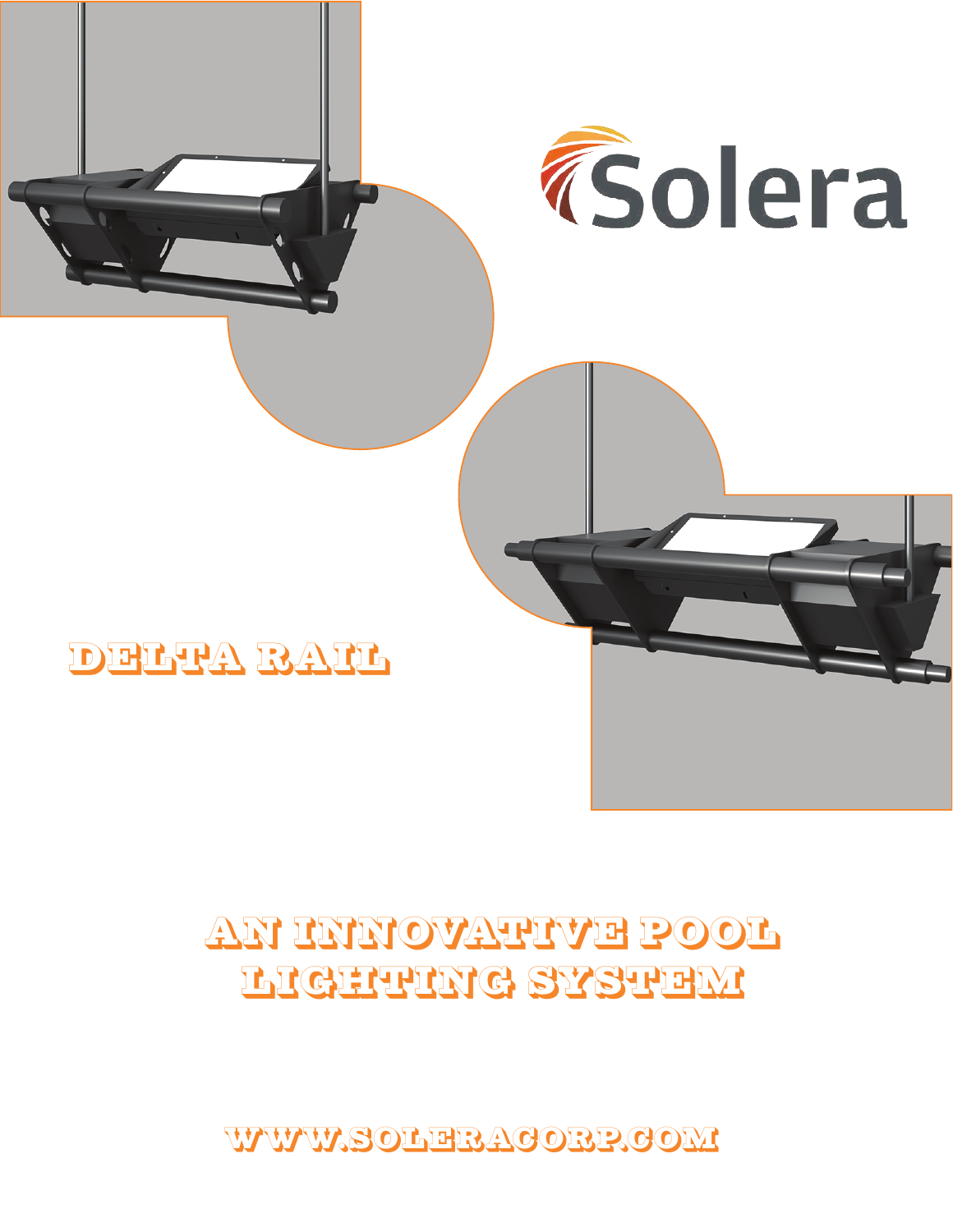Solera

# DELTA RAIL

## AN INNOVATIVE POOL LIGHTING SYSTEM

WWW.SOLERACORP.COM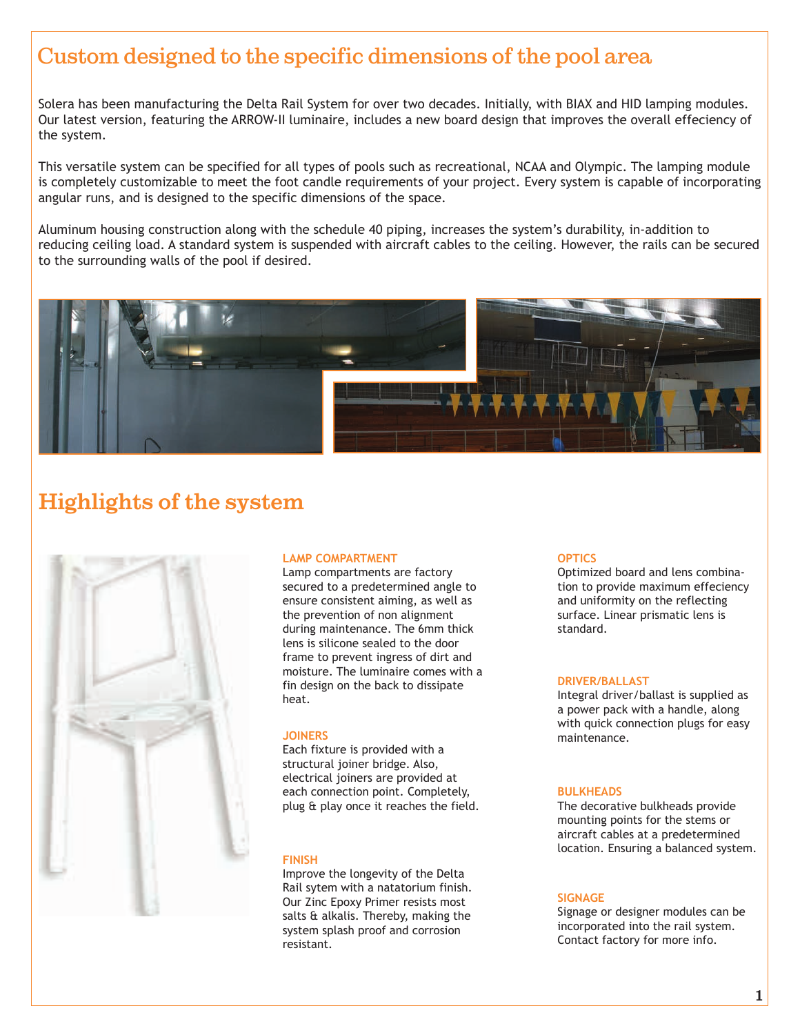# Custom designed to the specific dimensions of the pool area

Solera has been manufacturing the Delta Rail System for over two decades. Initially, with BIAX and HID lamping modules. Our latest version, featuring the ARROW-II luminaire, includes a new board design that improves the overall effeciency of the system.

This versatile system can be specified for all types of pools such as recreational, NCAA and Olympic. The lamping module is completely customizable to meet the foot candle requirements of your project. Every system is capable of incorporating angular runs, and is designed to the specific dimensions of the space.

Aluminum housing construction along with the schedule 40 piping, increases the system's durability, in-addition to reducing ceiling load. A standard system is suspended with aircraft cables to the ceiling. However, the rails can be secured to the surrounding walls of the pool if desired.

# Highlights of the system

**LAMP COMPARTMENT**
Lamp compartments are factory secured to a predetermined angle to ensure consistent aiming, as well as the prevention of non alignment during maintenance. The 6mm thick lens is silicone sealed to the door frame to prevent ingress of dirt and moisture. The luminaire comes with a fin design on the back to dissipate heat.

**JOINERS**
Each fixture is provided with a structural joiner bridge. Also, electrical joiners are provided at each connection point. Completely, plug & play once it reaches the field.

**FINISH**
Improve the longevity of the Delta Rail sytem with a natatorium finish. Our Zinc Epoxy Primer resists most salts & alkalis. Thereby, making the system splash proof and corrosion resistant.

**OPTICS**
Optimized board and lens combination to provide maximum effeciency and uniformity on the reflecting surface. Linear prismatic lens is standard.

**DRIVER/BALLAST**
Integral driver/ballast is supplied as a power pack with a handle, along with quick connection plugs for easy maintenance.

**BULKHEADS**
The decorative bulkheads provide mounting points for the stems or aircraft cables at a predetermined location. Ensuring a balanced system.

**SIGNAGE**
Signage or designer modules can be incorporated into the rail system. Contact factory for more info.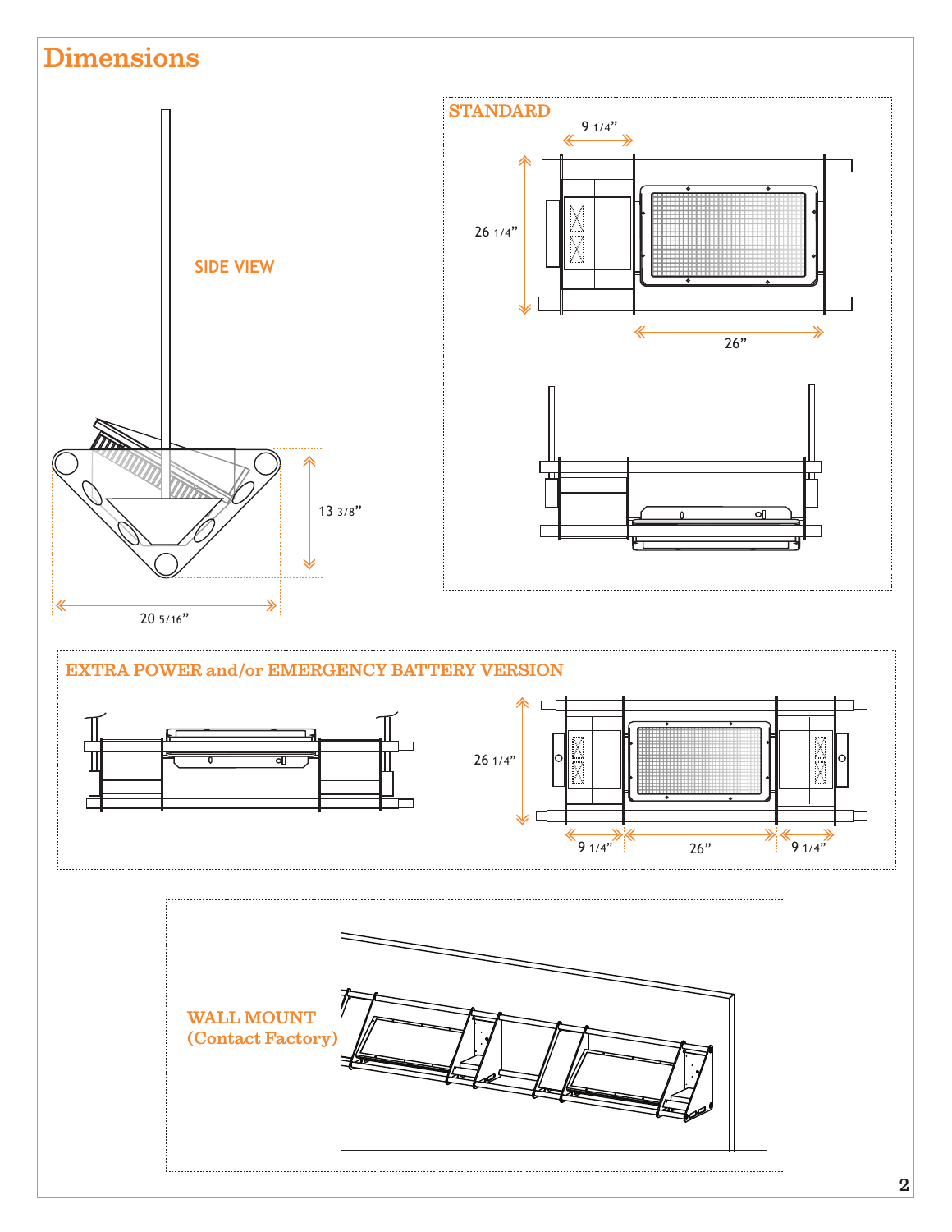# Dimensions

SIDE VIEW

13 3/8”

20 5/16”

## STANDARD

9 1/4”

26 1/4”

26”

## EXTRA POWER and/or EMERGENCY BATTERY VERSION

26 1/4”

9 1/4”

26”

9 1/4”

## WALL MOUNT (Contact Factory)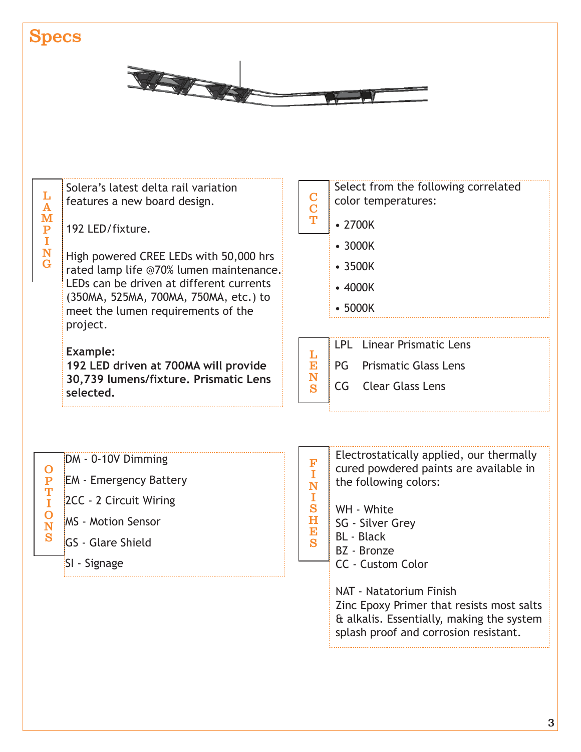# Specs

## LAMPING

Solera's latest delta rail variation features a new board design.

192 LED/fixture.

High powered CREE LEDs with 50,000 hrs rated lamp life @70% lumen maintenance. LEDs can be driven at different currents (350MA, 525MA, 700MA, 750MA, etc.) to meet the lumen requirements of the project.

**Example:**
**192 LED driven at 700MA will provide 30,739 lumens/fixture. Prismatic Lens selected.**

## CCT

Select from the following correlated color temperatures:

- 2700K
- 3000K
- 3500K
- 4000K
- 5000K

## LENS

LPL Linear Prismatic Lens

PG Prismatic Glass Lens

CG Clear Glass Lens

## OPTIONS

DM - 0-10V Dimming

EM - Emergency Battery

2CC - 2 Circuit Wiring

MS - Motion Sensor

GS - Glare Shield

SI - Signage

## FINISHES

Electrostatically applied, our thermally cured powdered paints are available in the following colors:

WH - White
SG - Silver Grey
BL - Black
BZ - Bronze
CC - Custom Color

NAT - Natatorium Finish
Zinc Epoxy Primer that resists most salts & alkalis. Essentially, making the system splash proof and corrosion resistant.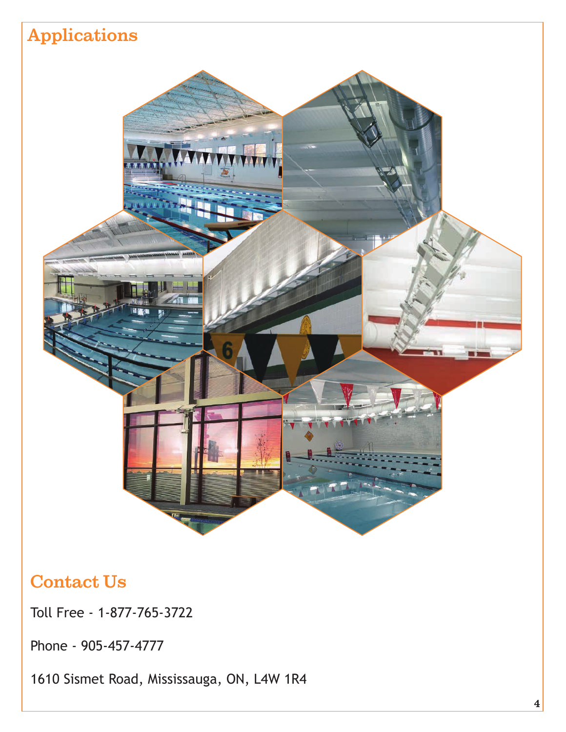## Applications

## Contact Us

Toll Free - 1-877-765-3722

Phone - 905-457-4777

1610 Sismet Road, Mississauga, ON, L4W 1R4